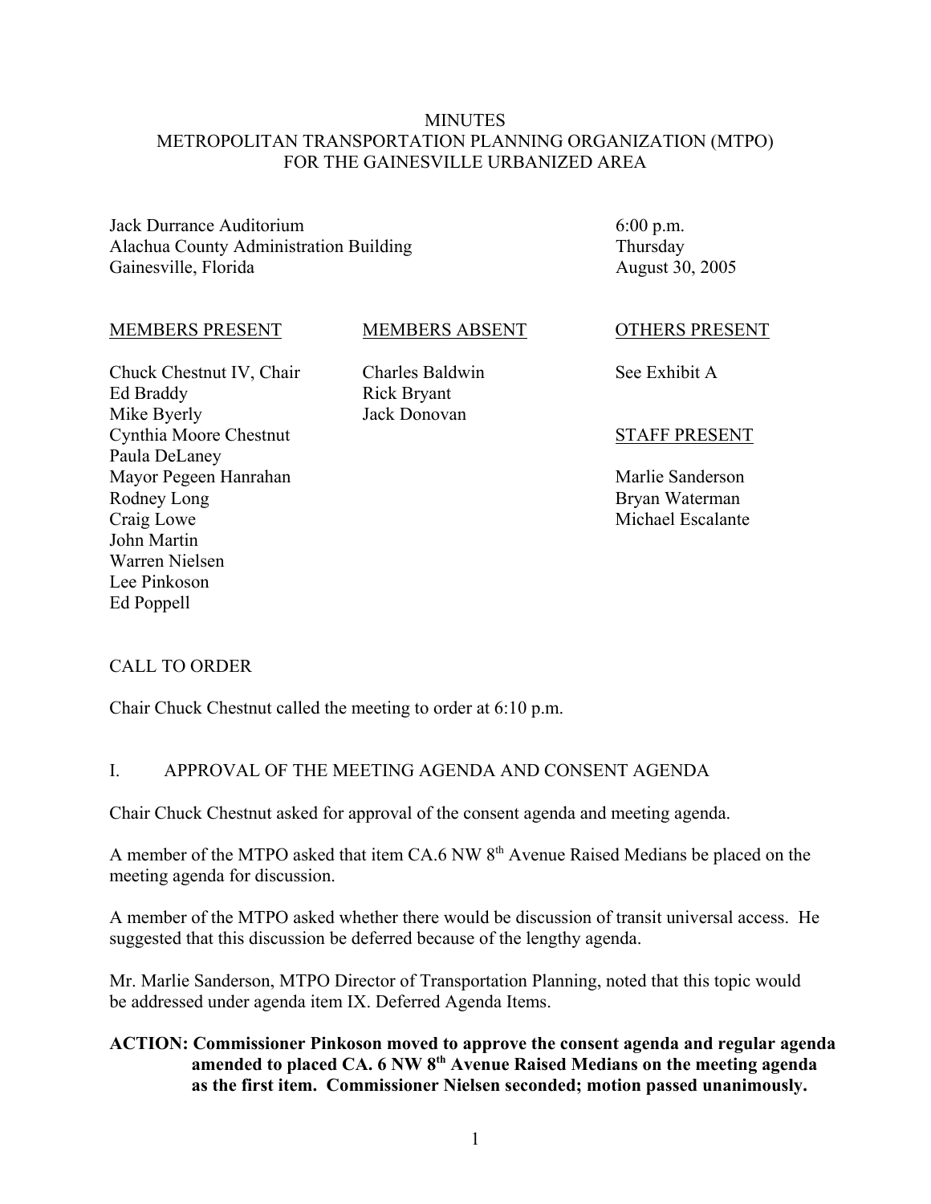# MINUTES
# METROPOLITAN TRANSPORTATION PLANNING ORGANIZATION (MTPO) FOR THE GAINESVILLE URBANIZED AREA

Jack Durrance Auditorium
Alachua County Administration Building
Gainesville, Florida

6:00 p.m.
Thursday
August 30, 2005

| MEMBERS PRESENT | MEMBERS ABSENT | OTHERS PRESENT |
|---|---|---|
| Chuck Chestnut IV, Chair | Charles Baldwin | See Exhibit A |
| Ed Braddy | Rick Bryant | |
| Mike Byerly | Jack Donovan | |
| Cynthia Moore Chestnut | | **STAFF PRESENT** |
| Paula DeLaney | | |
| Mayor Pegeen Hanrahan | | Marlie Sanderson |
| Rodney Long | | Bryan Waterman |
| Craig Lowe | | Michael Escalante |
| John Martin | | |
| Warren Nielsen | | |
| Lee Pinkoson | | |
| Ed Poppell | | |

## CALL TO ORDER

Chair Chuck Chestnut called the meeting to order at 6:10 p.m.

## I. APPROVAL OF THE MEETING AGENDA AND CONSENT AGENDA

Chair Chuck Chestnut asked for approval of the consent agenda and meeting agenda.

A member of the MTPO asked that item CA.6 NW 8th Avenue Raised Medians be placed on the meeting agenda for discussion.

A member of the MTPO asked whether there would be discussion of transit universal access. He suggested that this discussion be deferred because of the lengthy agenda.

Mr. Marlie Sanderson, MTPO Director of Transportation Planning, noted that this topic would be addressed under agenda item IX. Deferred Agenda Items.

**ACTION: Commissioner Pinkoson moved to approve the consent agenda and regular agenda amended to placed CA. 6 NW 8th Avenue Raised Medians on the meeting agenda as the first item. Commissioner Nielsen seconded; motion passed unanimously.**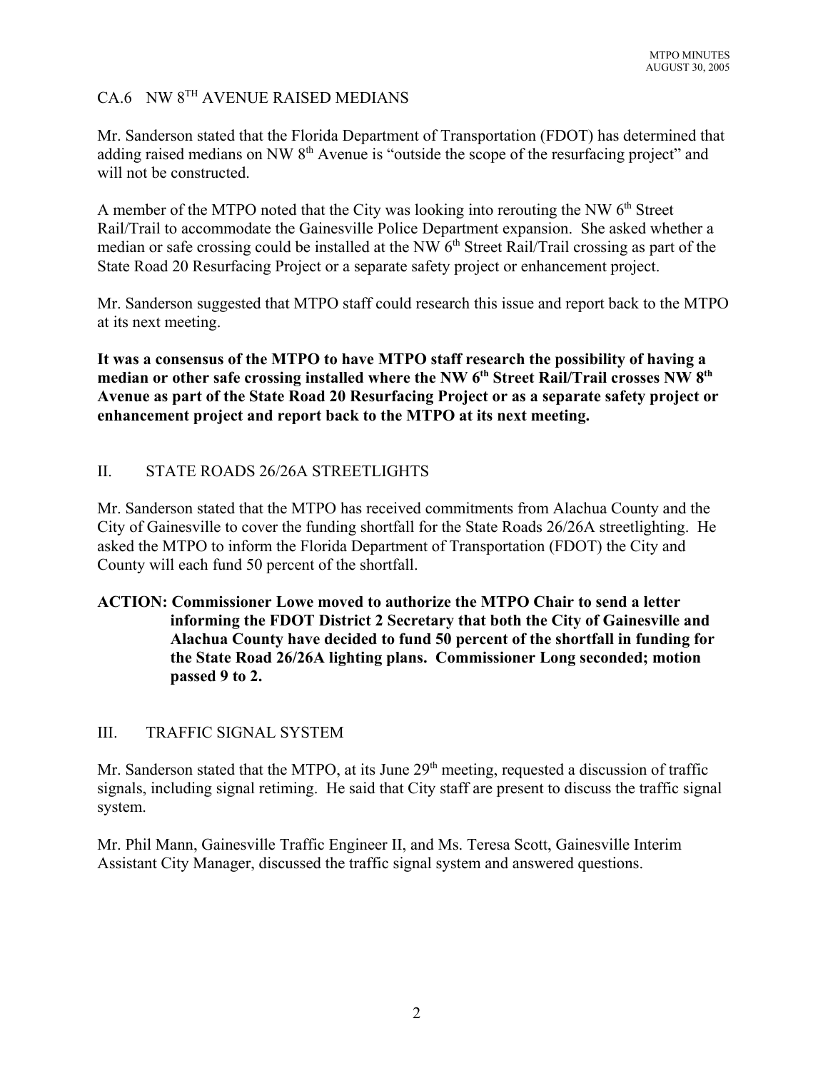## CA.6 NW 8TH AVENUE RAISED MEDIANS

Mr. Sanderson stated that the Florida Department of Transportation (FDOT) has determined that adding raised medians on NW 8th Avenue is "outside the scope of the resurfacing project" and will not be constructed.

A member of the MTPO noted that the City was looking into rerouting the NW 6th Street Rail/Trail to accommodate the Gainesville Police Department expansion. She asked whether a median or safe crossing could be installed at the NW 6th Street Rail/Trail crossing as part of the State Road 20 Resurfacing Project or a separate safety project or enhancement project.

Mr. Sanderson suggested that MTPO staff could research this issue and report back to the MTPO at its next meeting.

**It was a consensus of the MTPO to have MTPO staff research the possibility of having a median or other safe crossing installed where the NW 6th Street Rail/Trail crosses NW 8th Avenue as part of the State Road 20 Resurfacing Project or as a separate safety project or enhancement project and report back to the MTPO at its next meeting.**

## II. STATE ROADS 26/26A STREETLIGHTS

Mr. Sanderson stated that the MTPO has received commitments from Alachua County and the City of Gainesville to cover the funding shortfall for the State Roads 26/26A streetlighting. He asked the MTPO to inform the Florida Department of Transportation (FDOT) the City and County will each fund 50 percent of the shortfall.

**ACTION: Commissioner Lowe moved to authorize the MTPO Chair to send a letter informing the FDOT District 2 Secretary that both the City of Gainesville and Alachua County have decided to fund 50 percent of the shortfall in funding for the State Road 26/26A lighting plans. Commissioner Long seconded; motion passed 9 to 2.**

## III. TRAFFIC SIGNAL SYSTEM

Mr. Sanderson stated that the MTPO, at its June 29th meeting, requested a discussion of traffic signals, including signal retiming. He said that City staff are present to discuss the traffic signal system.

Mr. Phil Mann, Gainesville Traffic Engineer II, and Ms. Teresa Scott, Gainesville Interim Assistant City Manager, discussed the traffic signal system and answered questions.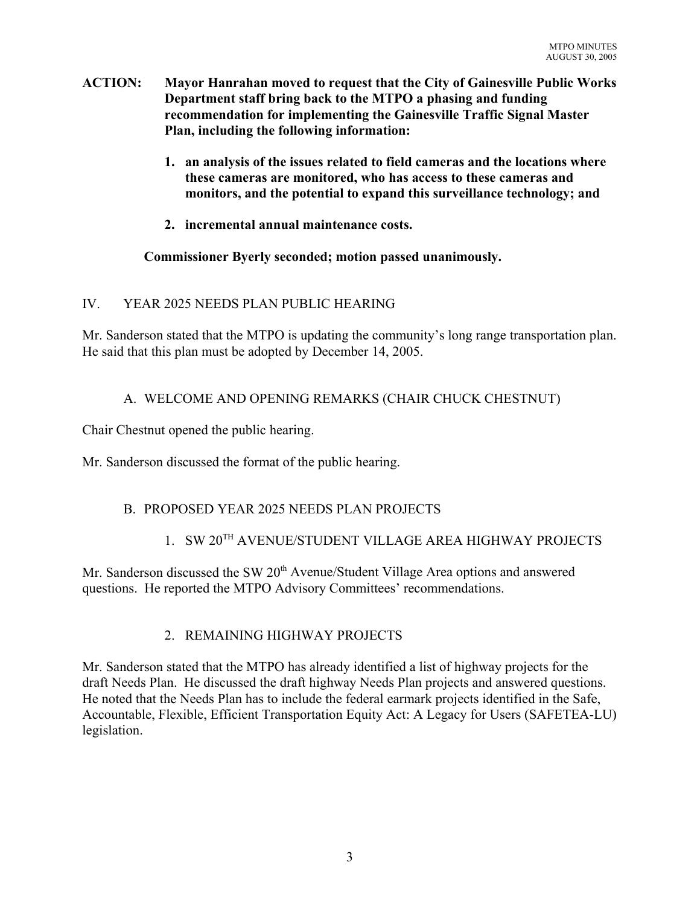**ACTION: Mayor Hanrahan moved to request that the City of Gainesville Public Works Department staff bring back to the MTPO a phasing and funding recommendation for implementing the Gainesville Traffic Signal Master Plan, including the following information:**

1. **an analysis of the issues related to field cameras and the locations where these cameras are monitored, who has access to these cameras and monitors, and the potential to expand this surveillance technology; and**

2. **incremental annual maintenance costs.**

**Commissioner Byerly seconded; motion passed unanimously.**

## IV. YEAR 2025 NEEDS PLAN PUBLIC HEARING

Mr. Sanderson stated that the MTPO is updating the community's long range transportation plan. He said that this plan must be adopted by December 14, 2005.

### A. WELCOME AND OPENING REMARKS (CHAIR CHUCK CHESTNUT)

Chair Chestnut opened the public hearing.

Mr. Sanderson discussed the format of the public hearing.

### B. PROPOSED YEAR 2025 NEEDS PLAN PROJECTS

#### 1. SW 20TH AVENUE/STUDENT VILLAGE AREA HIGHWAY PROJECTS

Mr. Sanderson discussed the SW 20th Avenue/Student Village Area options and answered questions. He reported the MTPO Advisory Committees' recommendations.

#### 2. REMAINING HIGHWAY PROJECTS

Mr. Sanderson stated that the MTPO has already identified a list of highway projects for the draft Needs Plan. He discussed the draft highway Needs Plan projects and answered questions. He noted that the Needs Plan has to include the federal earmark projects identified in the Safe, Accountable, Flexible, Efficient Transportation Equity Act: A Legacy for Users (SAFETEA-LU) legislation.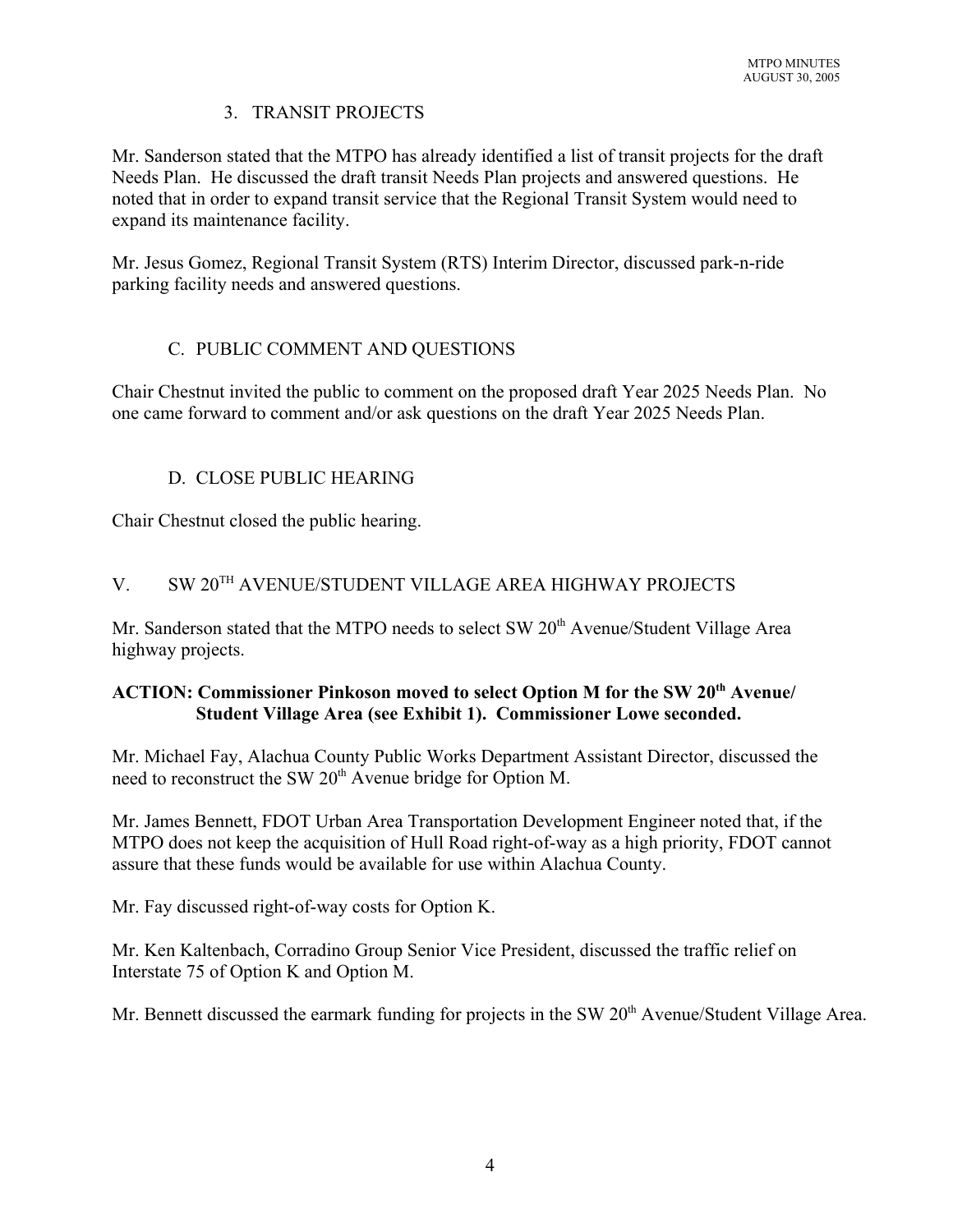3. TRANSIT PROJECTS

Mr. Sanderson stated that the MTPO has already identified a list of transit projects for the draft Needs Plan. He discussed the draft transit Needs Plan projects and answered questions. He noted that in order to expand transit service that the Regional Transit System would need to expand its maintenance facility.

Mr. Jesus Gomez, Regional Transit System (RTS) Interim Director, discussed park-n-ride parking facility needs and answered questions.

C. PUBLIC COMMENT AND QUESTIONS

Chair Chestnut invited the public to comment on the proposed draft Year 2025 Needs Plan. No one came forward to comment and/or ask questions on the draft Year 2025 Needs Plan.

D. CLOSE PUBLIC HEARING

Chair Chestnut closed the public hearing.

## V. SW 20TH AVENUE/STUDENT VILLAGE AREA HIGHWAY PROJECTS

Mr. Sanderson stated that the MTPO needs to select SW 20th Avenue/Student Village Area highway projects.

**ACTION: Commissioner Pinkoson moved to select Option M for the SW 20th Avenue/ Student Village Area (see Exhibit 1). Commissioner Lowe seconded.**

Mr. Michael Fay, Alachua County Public Works Department Assistant Director, discussed the need to reconstruct the SW 20th Avenue bridge for Option M.

Mr. James Bennett, FDOT Urban Area Transportation Development Engineer noted that, if the MTPO does not keep the acquisition of Hull Road right-of-way as a high priority, FDOT cannot assure that these funds would be available for use within Alachua County.

Mr. Fay discussed right-of-way costs for Option K.

Mr. Ken Kaltenbach, Corradino Group Senior Vice President, discussed the traffic relief on Interstate 75 of Option K and Option M.

Mr. Bennett discussed the earmark funding for projects in the SW 20th Avenue/Student Village Area.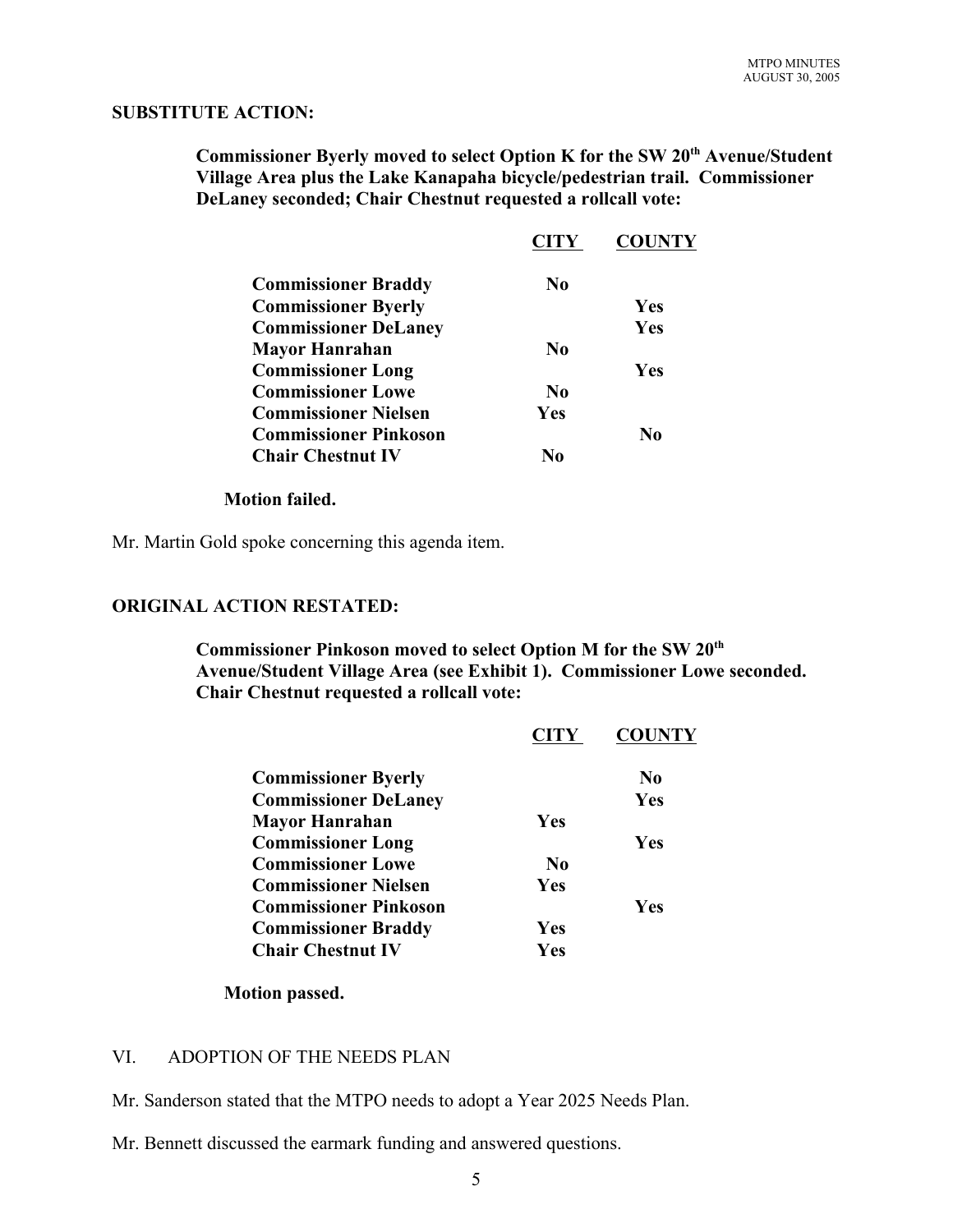**SUBSTITUTE ACTION:**

**Commissioner Byerly moved to select Option K for the SW 20th Avenue/Student Village Area plus the Lake Kanapaha bicycle/pedestrian trail. Commissioner DeLaney seconded; Chair Chestnut requested a rollcall vote:**

| | CITY | COUNTY |
|---|---|---|
| **Commissioner Braddy** | **No** | |
| **Commissioner Byerly** | | **Yes** |
| **Commissioner DeLaney** | | **Yes** |
| **Mayor Hanrahan** | **No** | |
| **Commissioner Long** | | **Yes** |
| **Commissioner Lowe** | **No** | |
| **Commissioner Nielsen** | **Yes** | |
| **Commissioner Pinkoson** | | **No** |
| **Chair Chestnut IV** | **No** | |

**Motion failed.**

Mr. Martin Gold spoke concerning this agenda item.

**ORIGINAL ACTION RESTATED:**

**Commissioner Pinkoson moved to select Option M for the SW 20th Avenue/Student Village Area (see Exhibit 1). Commissioner Lowe seconded. Chair Chestnut requested a rollcall vote:**

| | CITY | COUNTY |
|---|---|---|
| **Commissioner Byerly** | | **No** |
| **Commissioner DeLaney** | | **Yes** |
| **Mayor Hanrahan** | **Yes** | |
| **Commissioner Long** | | **Yes** |
| **Commissioner Lowe** | **No** | |
| **Commissioner Nielsen** | **Yes** | |
| **Commissioner Pinkoson** | | **Yes** |
| **Commissioner Braddy** | **Yes** | |
| **Chair Chestnut IV** | **Yes** | |

**Motion passed.**

## VI. ADOPTION OF THE NEEDS PLAN

Mr. Sanderson stated that the MTPO needs to adopt a Year 2025 Needs Plan.

Mr. Bennett discussed the earmark funding and answered questions.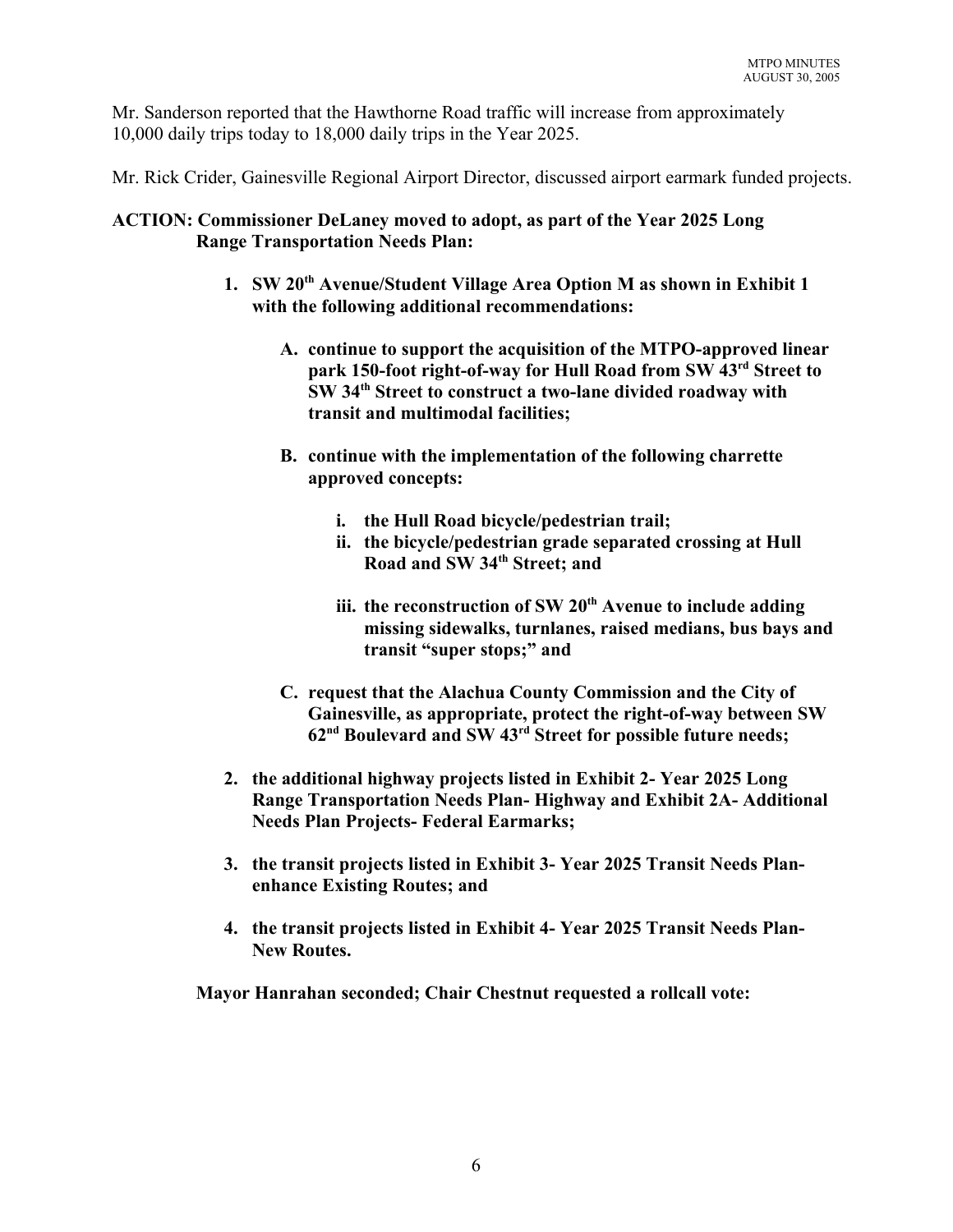Mr. Sanderson reported that the Hawthorne Road traffic will increase from approximately 10,000 daily trips today to 18,000 daily trips in the Year 2025.

Mr. Rick Crider, Gainesville Regional Airport Director, discussed airport earmark funded projects.

**ACTION: Commissioner DeLaney moved to adopt, as part of the Year 2025 Long Range Transportation Needs Plan:**

1. **SW 20th Avenue/Student Village Area Option M as shown in Exhibit 1 with the following additional recommendations:**

    A. **continue to support the acquisition of the MTPO-approved linear park 150-foot right-of-way for Hull Road from SW 43rd Street to SW 34th Street to construct a two-lane divided roadway with transit and multimodal facilities;**

    B. **continue with the implementation of the following charrette approved concepts:**

        i. **the Hull Road bicycle/pedestrian trail;**
        ii. **the bicycle/pedestrian grade separated crossing at Hull Road and SW 34th Street; and**
        iii. **the reconstruction of SW 20th Avenue to include adding missing sidewalks, turnlanes, raised medians, bus bays and transit "super stops;" and**

    C. **request that the Alachua County Commission and the City of Gainesville, as appropriate, protect the right-of-way between SW 62nd Boulevard and SW 43rd Street for possible future needs;**

2. **the additional highway projects listed in Exhibit 2- Year 2025 Long Range Transportation Needs Plan- Highway and Exhibit 2A- Additional Needs Plan Projects- Federal Earmarks;**

3. **the transit projects listed in Exhibit 3- Year 2025 Transit Needs Plan- enhance Existing Routes; and**

4. **the transit projects listed in Exhibit 4- Year 2025 Transit Needs Plan- New Routes.**

**Mayor Hanrahan seconded; Chair Chestnut requested a rollcall vote:**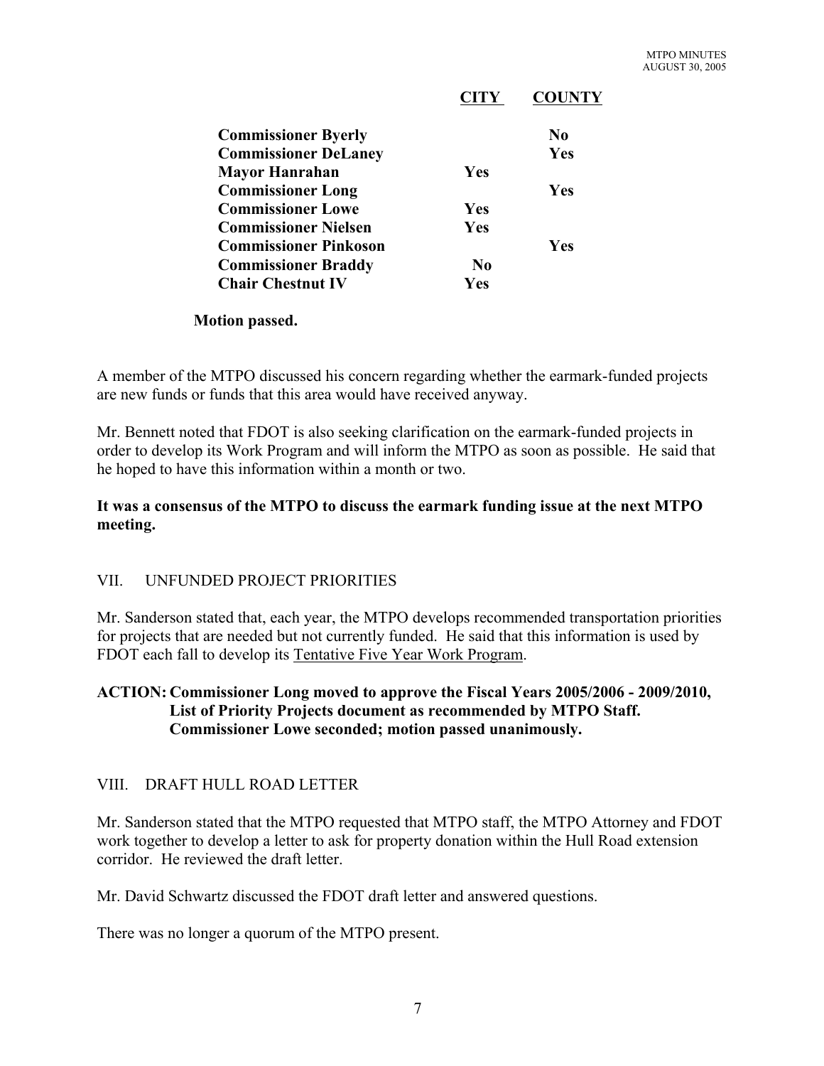| | CITY | COUNTY |
|---|---|---|
| **Commissioner Byerly** | | **No** |
| **Commissioner DeLaney** | | **Yes** |
| **Mayor Hanrahan** | **Yes** | |
| **Commissioner Long** | | **Yes** |
| **Commissioner Lowe** | **Yes** | |
| **Commissioner Nielsen** | **Yes** | |
| **Commissioner Pinkoson** | | **Yes** |
| **Commissioner Braddy** | **No** | |
| **Chair Chestnut IV** | **Yes** | |

**Motion passed.**

A member of the MTPO discussed his concern regarding whether the earmark-funded projects are new funds or funds that this area would have received anyway.

Mr. Bennett noted that FDOT is also seeking clarification on the earmark-funded projects in order to develop its Work Program and will inform the MTPO as soon as possible. He said that he hoped to have this information within a month or two.

**It was a consensus of the MTPO to discuss the earmark funding issue at the next MTPO meeting.**

## VII. UNFUNDED PROJECT PRIORITIES

Mr. Sanderson stated that, each year, the MTPO develops recommended transportation priorities for projects that are needed but not currently funded. He said that this information is used by FDOT each fall to develop its Tentative Five Year Work Program.

**ACTION: Commissioner Long moved to approve the Fiscal Years 2005/2006 - 2009/2010, List of Priority Projects document as recommended by MTPO Staff. Commissioner Lowe seconded; motion passed unanimously.**

## VIII. DRAFT HULL ROAD LETTER

Mr. Sanderson stated that the MTPO requested that MTPO staff, the MTPO Attorney and FDOT work together to develop a letter to ask for property donation within the Hull Road extension corridor. He reviewed the draft letter.

Mr. David Schwartz discussed the FDOT draft letter and answered questions.

There was no longer a quorum of the MTPO present.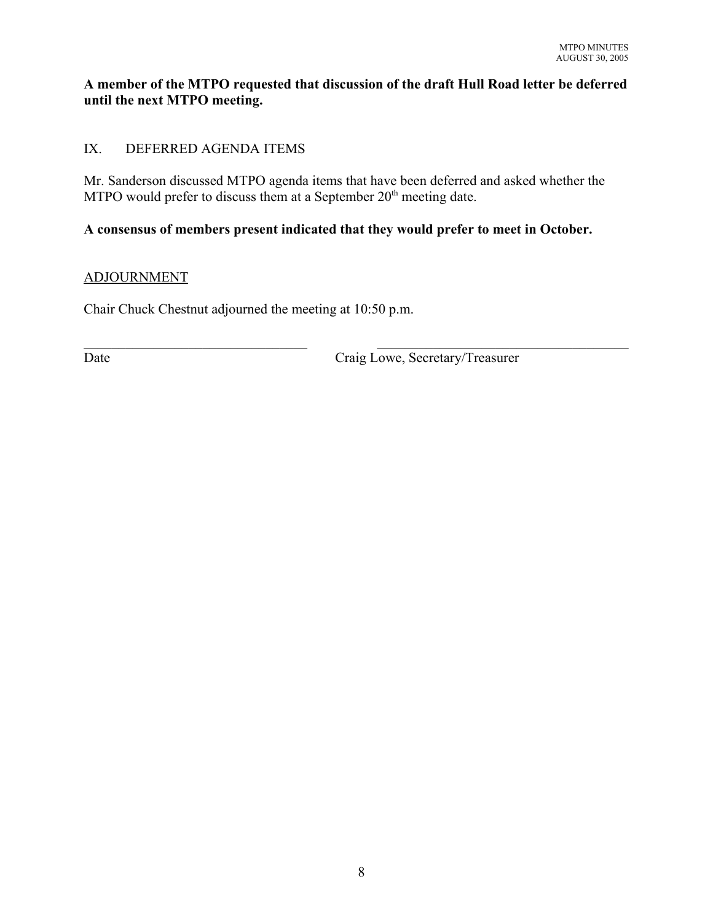**A member of the MTPO requested that discussion of the draft Hull Road letter be deferred until the next MTPO meeting.**

## IX. DEFERRED AGENDA ITEMS

Mr. Sanderson discussed MTPO agenda items that have been deferred and asked whether the MTPO would prefer to discuss them at a September 20th meeting date.

**A consensus of members present indicated that they would prefer to meet in October.**

## ADJOURNMENT

Chair Chuck Chestnut adjourned the meeting at 10:50 p.m.

\_\_\_\_\_\_\_\_\_\_\_\_\_\_\_\_\_\_\_\_\_\_\_\_\_\_\_\_\_\_\_\_ \_\_\_\_\_\_\_\_\_\_\_\_\_\_\_\_\_\_\_\_\_\_\_\_\_\_\_\_\_\_\_\_\_\_\_\_

Date Craig Lowe, Secretary/Treasurer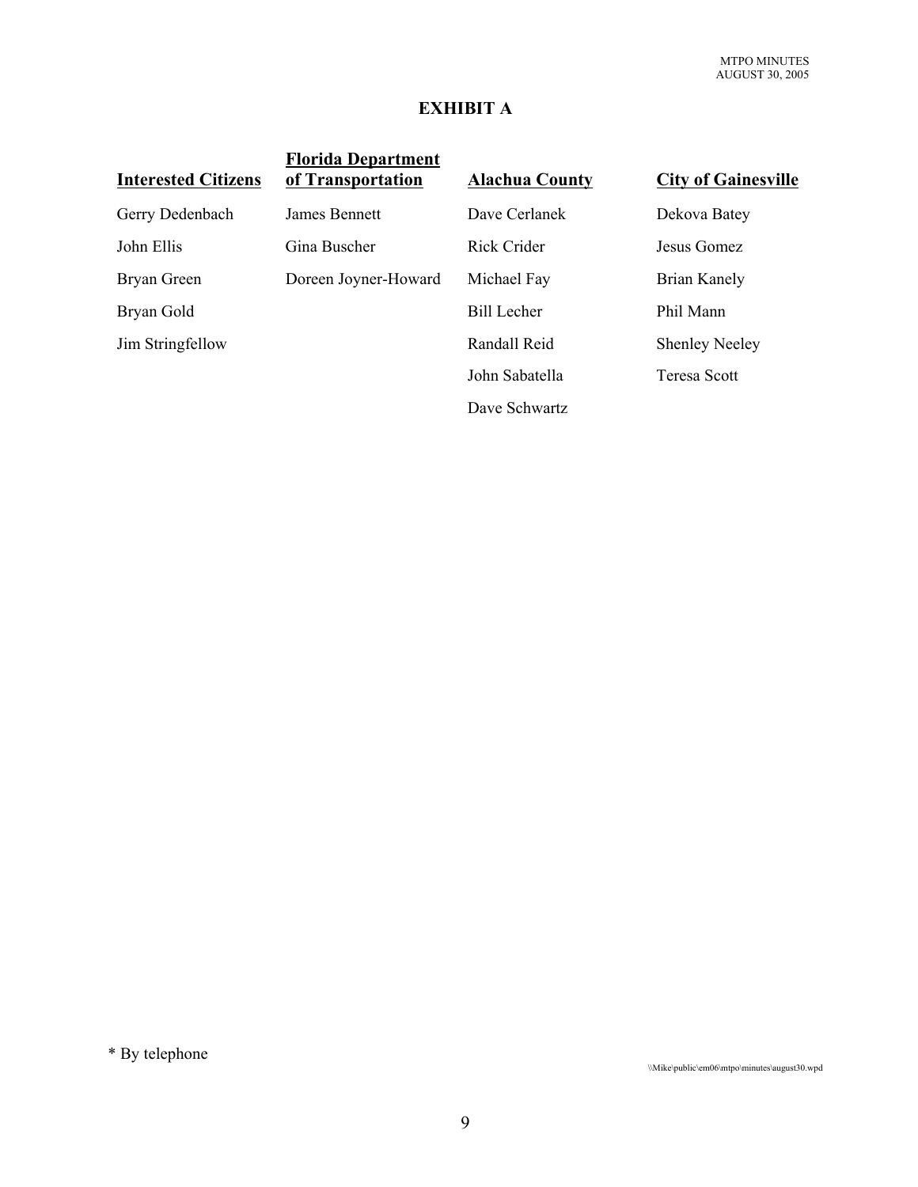# EXHIBIT A

| Interested Citizens | Florida Department of Transportation | Alachua County | City of Gainesville |
|---|---|---|---|
| Gerry Dedenbach | James Bennett | Dave Cerlanek | Dekova Batey |
| John Ellis | Gina Buscher | Rick Crider | Jesus Gomez |
| Bryan Green | Doreen Joyner-Howard | Michael Fay | Brian Kanely |
| Bryan Gold | | Bill Lecher | Phil Mann |
| Jim Stringfellow | | Randall Reid | Shenley Neeley |
| | | John Sabatella | Teresa Scott |
| | | Dave Schwartz | |

\* By telephone

\\Mike\public\em06\mtpo\minutes\august30.wpd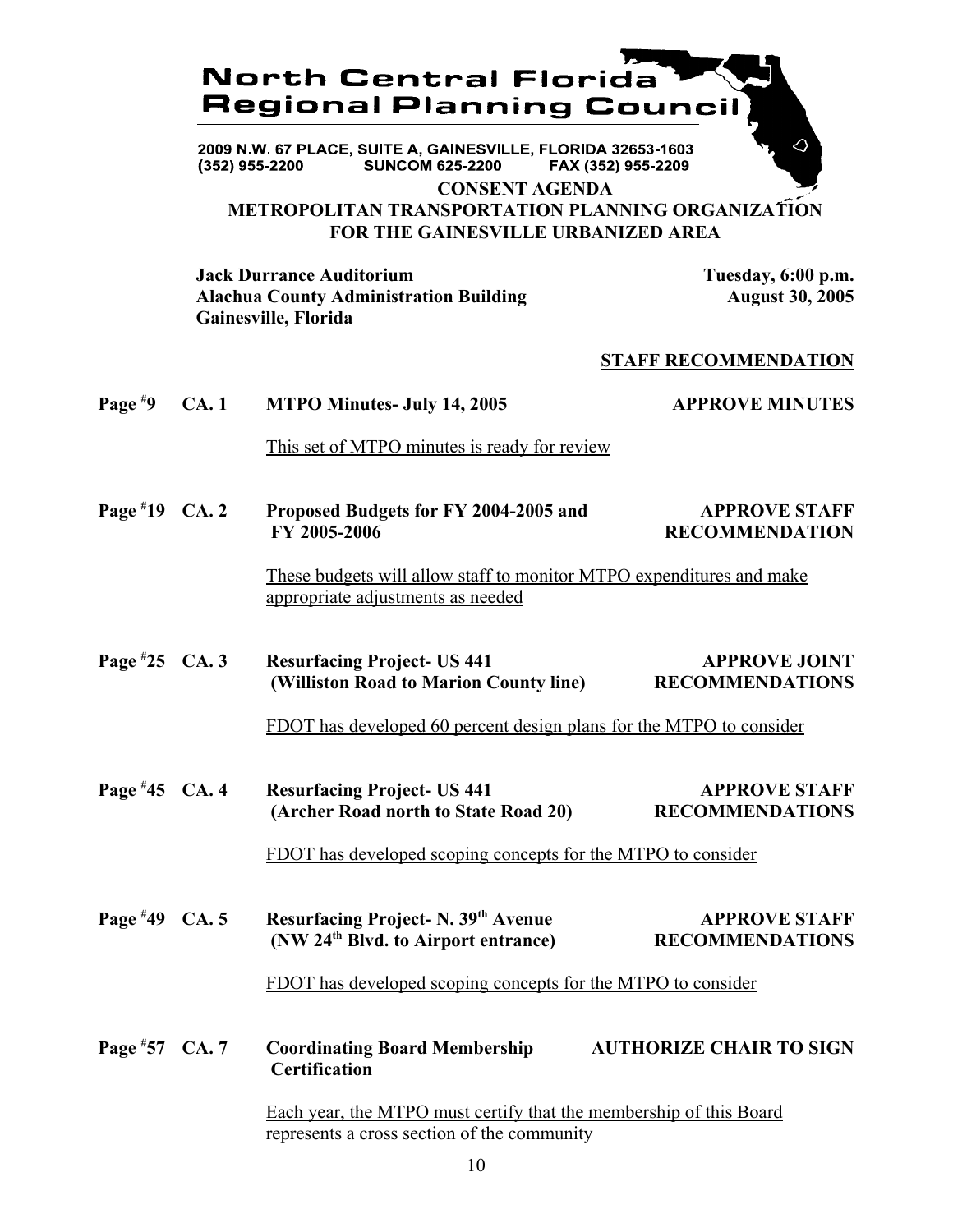# North Central Florida Regional Planning Council

2009 N.W. 67 PLACE, SUITE A, GAINESVILLE, FLORIDA 32653-1603
(352) 955-2200 SUNCOM 625-2200 FAX (352) 955-2209

## CONSENT AGENDA
## METROPOLITAN TRANSPORTATION PLANNING ORGANIZATION FOR THE GAINESVILLE URBANIZED AREA

**Jack Durrance Auditorium**
**Alachua County Administration Building**
**Gainesville, Florida**

**Tuesday, 6:00 p.m.**
**August 30, 2005**

**STAFF RECOMMENDATION**

**Page #9 CA. 1 MTPO Minutes- July 14, 2005** — **APPROVE MINUTES**

This set of MTPO minutes is ready for review

**Page #19 CA. 2 Proposed Budgets for FY 2004-2005 and FY 2005-2006** — **APPROVE STAFF RECOMMENDATION**

These budgets will allow staff to monitor MTPO expenditures and make appropriate adjustments as needed

**Page #25 CA. 3 Resurfacing Project- US 441 (Williston Road to Marion County line)** — **APPROVE JOINT RECOMMENDATIONS**

FDOT has developed 60 percent design plans for the MTPO to consider

**Page #45 CA. 4 Resurfacing Project- US 441 (Archer Road north to State Road 20)** — **APPROVE STAFF RECOMMENDATIONS**

FDOT has developed scoping concepts for the MTPO to consider

**Page #49 CA. 5 Resurfacing Project- N. 39th Avenue (NW 24th Blvd. to Airport entrance)** — **APPROVE STAFF RECOMMENDATIONS**

FDOT has developed scoping concepts for the MTPO to consider

**Page #57 CA. 7 Coordinating Board Membership Certification** — **AUTHORIZE CHAIR TO SIGN**

Each year, the MTPO must certify that the membership of this Board represents a cross section of the community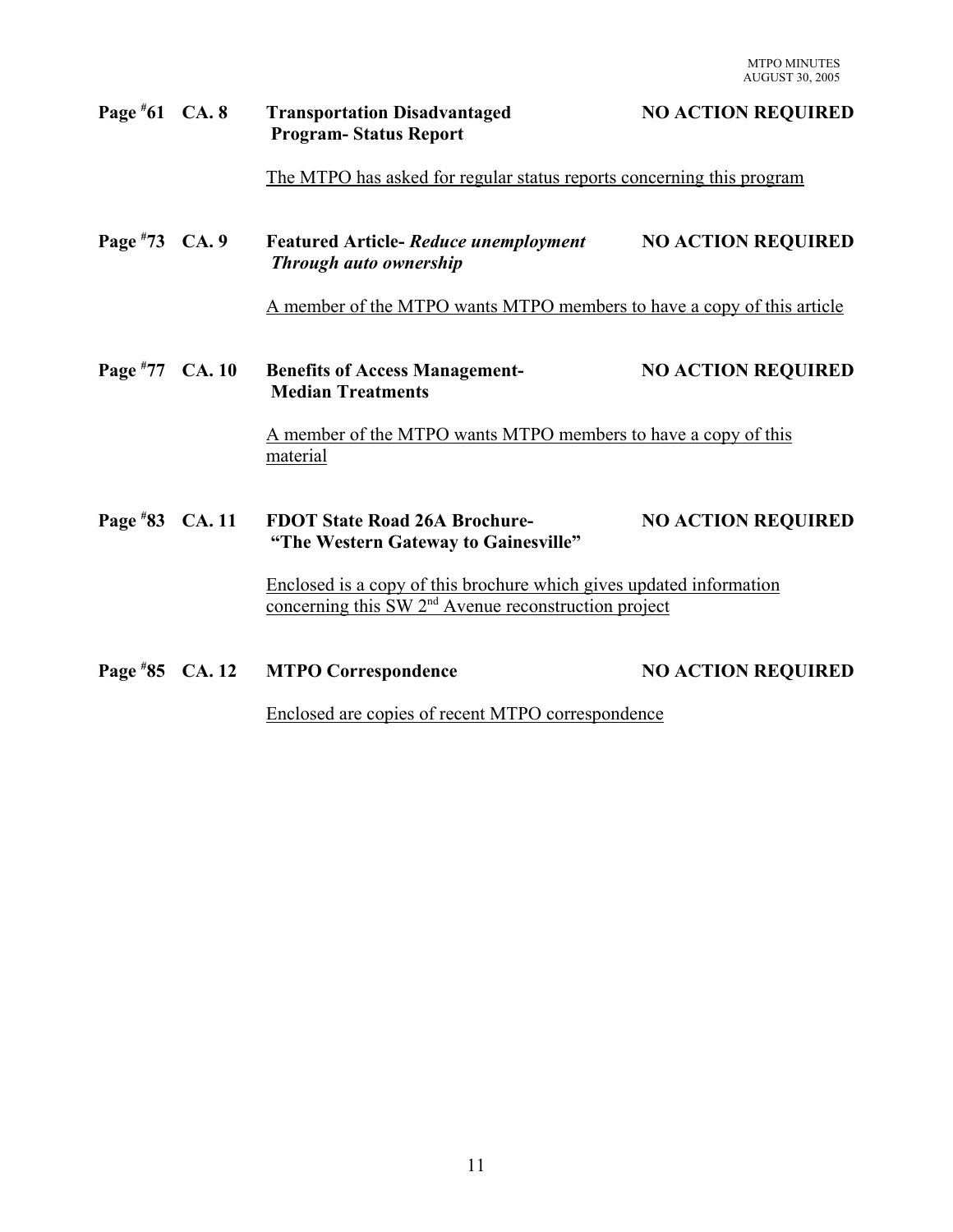**Page #61 CA. 8 Transportation Disadvantaged Program- Status Report** **NO ACTION REQUIRED**

The MTPO has asked for regular status reports concerning this program

**Page #73 CA. 9 Featured Article- *Reduce unemployment Through auto ownership*** **NO ACTION REQUIRED**

A member of the MTPO wants MTPO members to have a copy of this article

**Page #77 CA. 10 Benefits of Access Management- Median Treatments** **NO ACTION REQUIRED**

A member of the MTPO wants MTPO members to have a copy of this material

**Page #83 CA. 11 FDOT State Road 26A Brochure- "The Western Gateway to Gainesville"** **NO ACTION REQUIRED**

Enclosed is a copy of this brochure which gives updated information concerning this SW 2nd Avenue reconstruction project

**Page #85 CA. 12 MTPO Correspondence** **NO ACTION REQUIRED**

Enclosed are copies of recent MTPO correspondence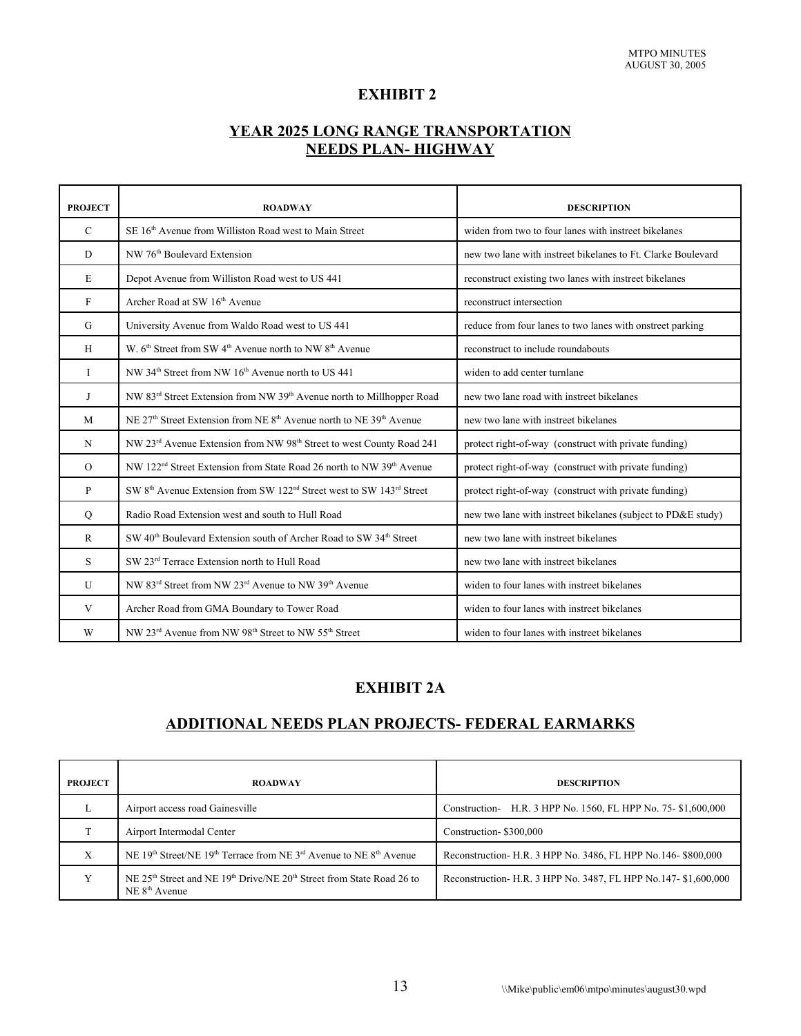# EXHIBIT 2

## YEAR 2025 LONG RANGE TRANSPORTATION NEEDS PLAN- HIGHWAY

| PROJECT | ROADWAY | DESCRIPTION |
|---|---|---|
| C | SE 16th Avenue from Williston Road west to Main Street | widen from two to four lanes with instreet bikelanes |
| D | NW 76th Boulevard Extension | new two lane with instreet bikelanes to Ft. Clarke Boulevard |
| E | Depot Avenue from Williston Road west to US 441 | reconstruct existing two lanes with instreet bikelanes |
| F | Archer Road at SW 16th Avenue | reconstruct intersection |
| G | University Avenue from Waldo Road west to US 441 | reduce from four lanes to two lanes with onstreet parking |
| H | W. 6th Street from SW 4th Avenue north to NW 8th Avenue | reconstruct to include roundabouts |
| I | NW 34th Street from NW 16th Avenue north to US 441 | widen to add center turnlane |
| J | NW 83rd Street Extension from NW 39th Avenue north to Millhopper Road | new two lane road with instreet bikelanes |
| M | NE 27th Street Extension from NE 8th Avenue north to NE 39th Avenue | new two lane with instreet bikelanes |
| N | NW 23rd Avenue Extension from NW 98th Street to west County Road 241 | protect right-of-way (construct with private funding) |
| O | NW 122nd Street Extension from State Road 26 north to NW 39th Avenue | protect right-of-way (construct with private funding) |
| P | SW 8th Avenue Extension from SW 122nd Street west to SW 143rd Street | protect right-of-way (construct with private funding) |
| Q | Radio Road Extension west and south to Hull Road | new two lane with instreet bikelanes (subject to PD&E study) |
| R | SW 40th Boulevard Extension south of Archer Road to SW 34th Street | new two lane with instreet bikelanes |
| S | SW 23rd Terrace Extension north to Hull Road | new two lane with instreet bikelanes |
| U | NW 83rd Street from NW 23rd Avenue to NW 39th Avenue | widen to four lanes with instreet bikelanes |
| V | Archer Road from GMA Boundary to Tower Road | widen to four lanes with instreet bikelanes |
| W | NW 23rd Avenue from NW 98th Street to NW 55th Street | widen to four lanes with instreet bikelanes |

# EXHIBIT 2A

## ADDITIONAL NEEDS PLAN PROJECTS- FEDERAL EARMARKS

| PROJECT | ROADWAY | DESCRIPTION |
|---|---|---|
| L | Airport access road Gainesville | Construction- H.R. 3 HPP No. 1560, FL HPP No. 75- $1,600,000 |
| T | Airport Intermodal Center | Construction- $300,000 |
| X | NE 19th Street/NE 19th Terrace from NE 3rd Avenue to NE 8th Avenue | Reconstruction- H.R. 3 HPP No. 3486, FL HPP No.146- $800,000 |
| Y | NE 25th Street and NE 19th Drive/NE 20th Street from State Road 26 to NE 8th Avenue | Reconstruction- H.R. 3 HPP No. 3487, FL HPP No.147- $1,600,000 |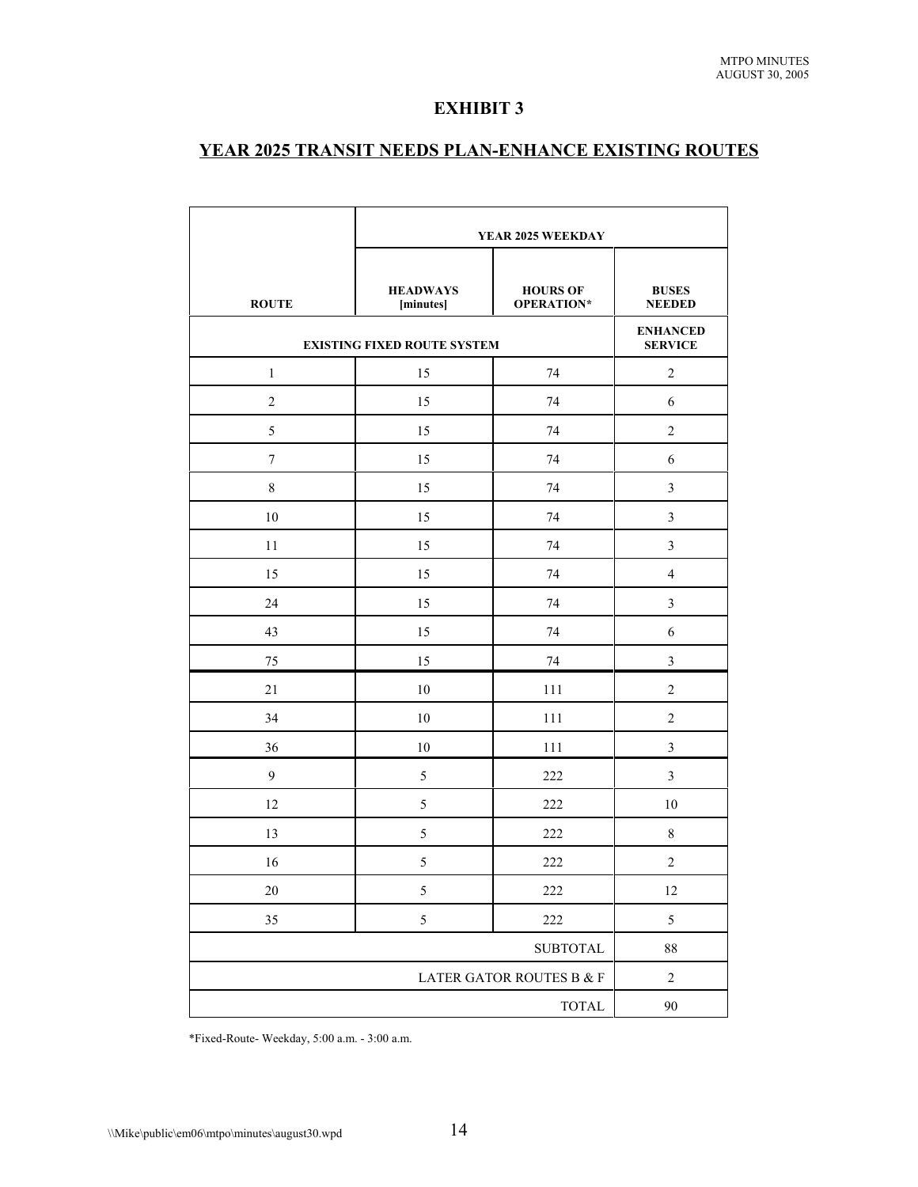# EXHIBIT 3

## YEAR 2025 TRANSIT NEEDS PLAN-ENHANCE EXISTING ROUTES

| ROUTE | YEAR 2025 WEEKDAY | | |
|---|---|---|---|
| | **HEADWAYS [minutes]** | **HOURS OF OPERATION*** | **BUSES NEEDED** |
| **EXISTING FIXED ROUTE SYSTEM** | | | **ENHANCED SERVICE** |
| 1 | 15 | 74 | 2 |
| 2 | 15 | 74 | 6 |
| 5 | 15 | 74 | 2 |
| 7 | 15 | 74 | 6 |
| 8 | 15 | 74 | 3 |
| 10 | 15 | 74 | 3 |
| 11 | 15 | 74 | 3 |
| 15 | 15 | 74 | 4 |
| 24 | 15 | 74 | 3 |
| 43 | 15 | 74 | 6 |
| 75 | 15 | 74 | 3 |
| 21 | 10 | 111 | 2 |
| 34 | 10 | 111 | 2 |
| 36 | 10 | 111 | 3 |
| 9 | 5 | 222 | 3 |
| 12 | 5 | 222 | 10 |
| 13 | 5 | 222 | 8 |
| 16 | 5 | 222 | 2 |
| 20 | 5 | 222 | 12 |
| 35 | 5 | 222 | 5 |
| | | SUBTOTAL | 88 |
| | | LATER GATOR ROUTES B & F | 2 |
| | | TOTAL | 90 |

*Fixed-Route- Weekday, 5:00 a.m. - 3:00 a.m.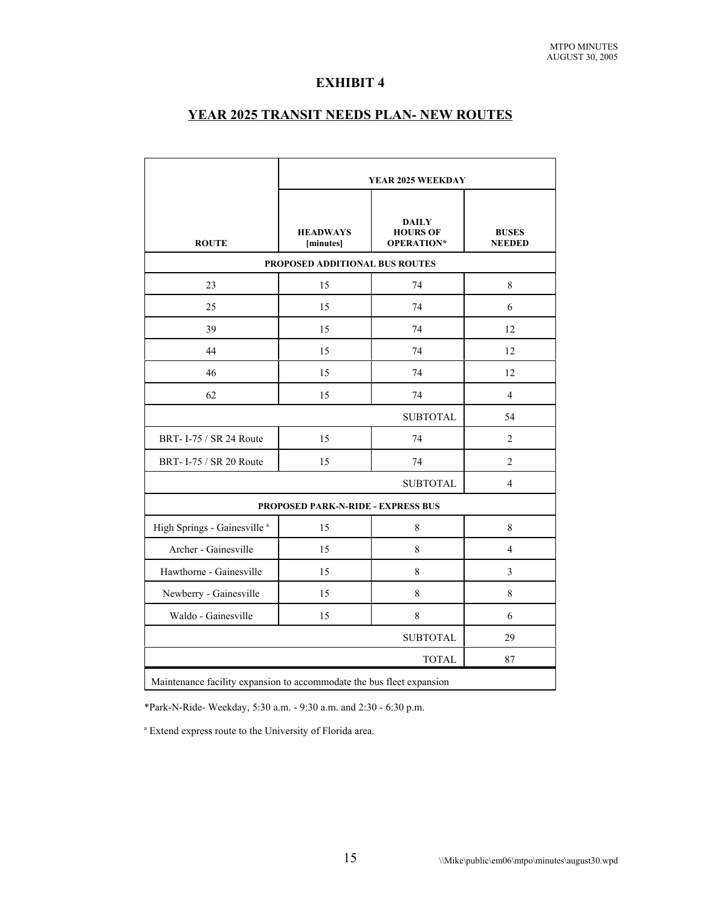# EXHIBIT 4

## YEAR 2025 TRANSIT NEEDS PLAN- NEW ROUTES

| ROUTE | YEAR 2025 WEEKDAY | | |
|---|---|---|---|
| | **HEADWAYS [minutes]** | **DAILY HOURS OF OPERATION*** | **BUSES NEEDED** |
| **PROPOSED ADDITIONAL BUS ROUTES** | | | |
| 23 | 15 | 74 | 8 |
| 25 | 15 | 74 | 6 |
| 39 | 15 | 74 | 12 |
| 44 | 15 | 74 | 12 |
| 46 | 15 | 74 | 12 |
| 62 | 15 | 74 | 4 |
| | | SUBTOTAL | 54 |
| BRT- I-75 / SR 24 Route | 15 | 74 | 2 |
| BRT- I-75 / SR 20 Route | 15 | 74 | 2 |
| | | SUBTOTAL | 4 |
| **PROPOSED PARK-N-RIDE - EXPRESS BUS** | | | |
| High Springs - Gainesville [a] | 15 | 8 | 8 |
| Archer - Gainesville | 15 | 8 | 4 |
| Hawthorne - Gainesville | 15 | 8 | 3 |
| Newberry - Gainesville | 15 | 8 | 8 |
| Waldo - Gainesville | 15 | 8 | 6 |
| | | SUBTOTAL | 29 |
| | | TOTAL | 87 |
| Maintenance facility expansion to accommodate the bus fleet expansion | | | |

*Park-N-Ride- Weekday, 5:30 a.m. - 9:30 a.m. and 2:30 - 6:30 p.m.

[a] Extend express route to the University of Florida area.